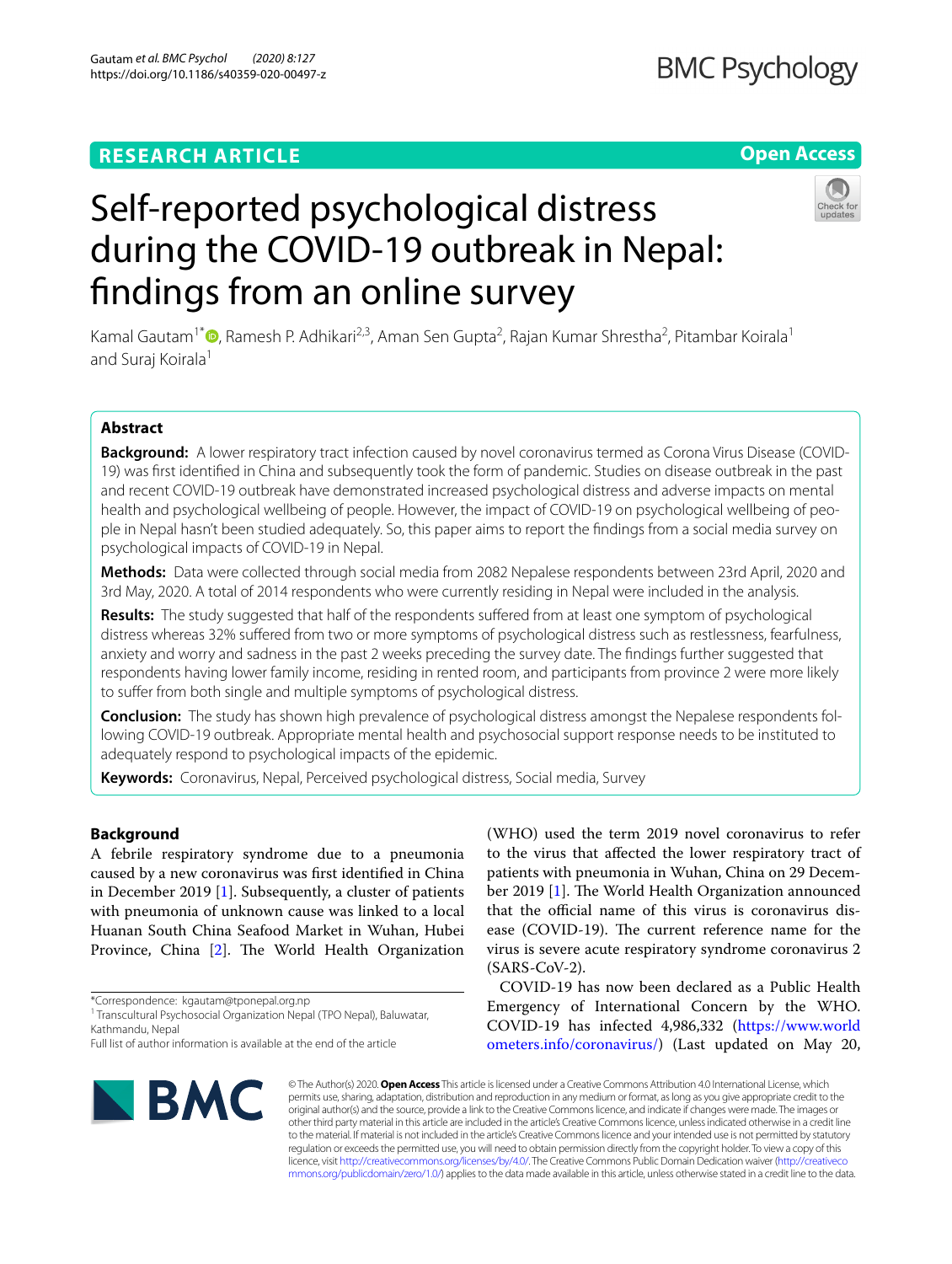RESEARCH ARTICLE

Open Access

# Self-reported psychological distress during the COVID-19 outbreak in Nepal: findings from an online survey

Kamal Gautam[1*], Ramesh P. Adhikari[2,3], Aman Sen Gupta[2], Rajan Kumar Shrestha[2], Pitambar Koirala[1] and Suraj Koirala[1]

## Abstract

**Background:** A lower respiratory tract infection caused by novel coronavirus termed as Corona Virus Disease (COVID-19) was first identified in China and subsequently took the form of pandemic. Studies on disease outbreak in the past and recent COVID-19 outbreak have demonstrated increased psychological distress and adverse impacts on mental health and psychological wellbeing of people. However, the impact of COVID-19 on psychological wellbeing of people in Nepal hasn't been studied adequately. So, this paper aims to report the findings from a social media survey on psychological impacts of COVID-19 in Nepal.

**Methods:** Data were collected through social media from 2082 Nepalese respondents between 23rd April, 2020 and 3rd May, 2020. A total of 2014 respondents who were currently residing in Nepal were included in the analysis.

**Results:** The study suggested that half of the respondents suffered from at least one symptom of psychological distress whereas 32% suffered from two or more symptoms of psychological distress such as restlessness, fearfulness, anxiety and worry and sadness in the past 2 weeks preceding the survey date. The findings further suggested that respondents having lower family income, residing in rented room, and participants from province 2 were more likely to suffer from both single and multiple symptoms of psychological distress.

**Conclusion:** The study has shown high prevalence of psychological distress amongst the Nepalese respondents following COVID-19 outbreak. Appropriate mental health and psychosocial support response needs to be instituted to adequately respond to psychological impacts of the epidemic.

**Keywords:** Coronavirus, Nepal, Perceived psychological distress, Social media, Survey

## Background

A febrile respiratory syndrome due to a pneumonia caused by a new coronavirus was first identified in China in December 2019 [1]. Subsequently, a cluster of patients with pneumonia of unknown cause was linked to a local Huanan South China Seafood Market in Wuhan, Hubei Province, China [2]. The World Health Organization (WHO) used the term 2019 novel coronavirus to refer to the virus that affected the lower respiratory tract of patients with pneumonia in Wuhan, China on 29 December 2019 [1]. The World Health Organization announced that the official name of this virus is coronavirus disease (COVID-19). The current reference name for the virus is severe acute respiratory syndrome coronavirus 2 (SARS-CoV-2).

COVID-19 has now been declared as a Public Health Emergency of International Concern by the WHO. COVID-19 has infected 4,986,332 (https://www.worldometers.info/coronavirus/) (Last updated on May 20,

*Correspondence: kgautam@tponepal.org.np
[1] Transcultural Psychosocial Organization Nepal (TPO Nepal), Baluwatar, Kathmandu, Nepal
Full list of author information is available at the end of the article

© The Author(s) 2020. **Open Access** This article is licensed under a Creative Commons Attribution 4.0 International License, which permits use, sharing, adaptation, distribution and reproduction in any medium or format, as long as you give appropriate credit to the original author(s) and the source, provide a link to the Creative Commons licence, and indicate if changes were made. The images or other third party material in this article are included in the article's Creative Commons licence, unless indicated otherwise in a credit line to the material. If material is not included in the article's Creative Commons licence and your intended use is not permitted by statutory regulation or exceeds the permitted use, you will need to obtain permission directly from the copyright holder. To view a copy of this licence, visit http://creativecommons.org/licenses/by/4.0/. The Creative Commons Public Domain Dedication waiver (http://creativecommons.org/publicdomain/zero/1.0/) applies to the data made available in this article, unless otherwise stated in a credit line to the data.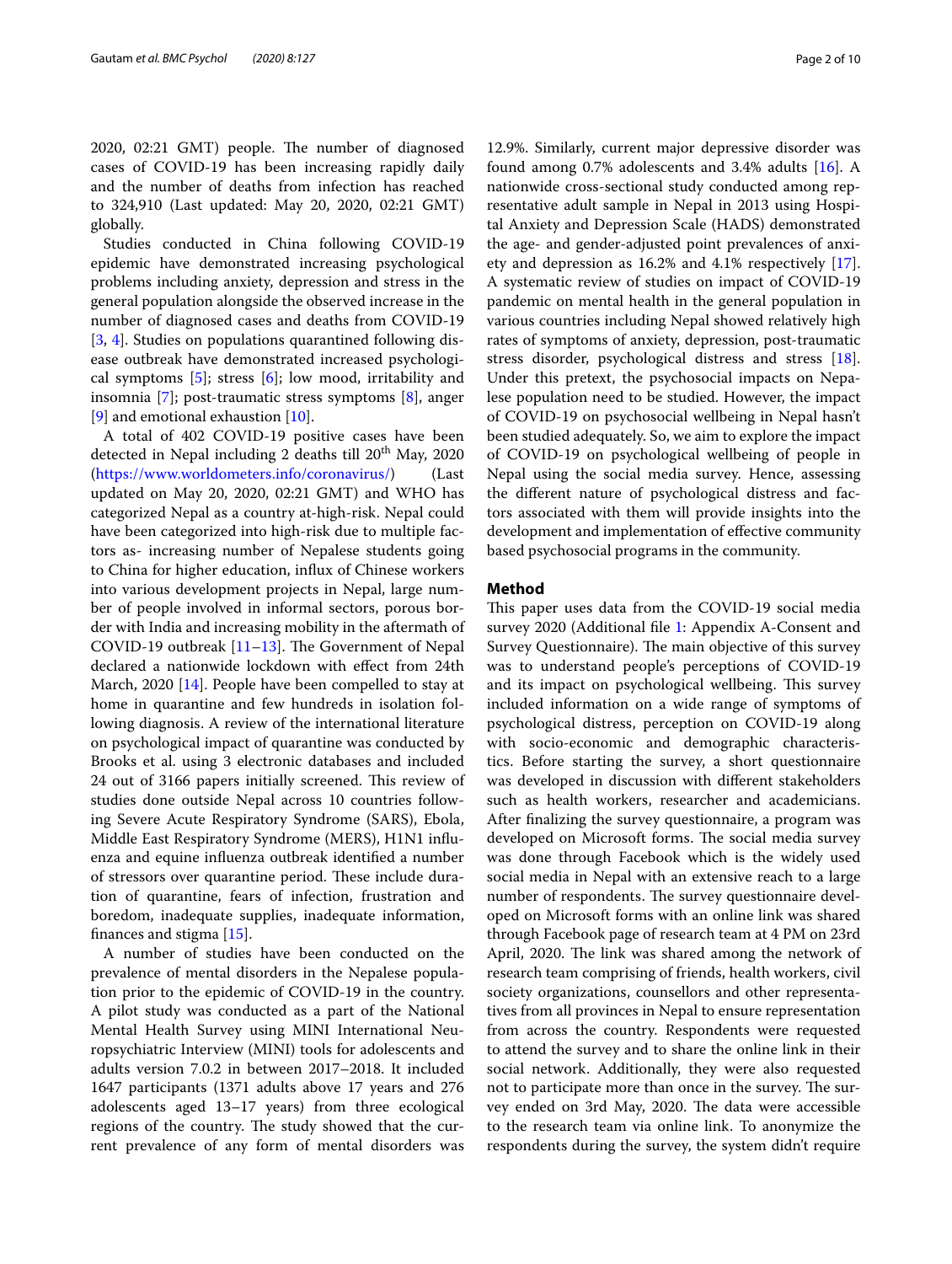2020, 02:21 GMT) people. The number of diagnosed cases of COVID-19 has been increasing rapidly daily and the number of deaths from infection has reached to 324,910 (Last updated: May 20, 2020, 02:21 GMT) globally.

Studies conducted in China following COVID-19 epidemic have demonstrated increasing psychological problems including anxiety, depression and stress in the general population alongside the observed increase in the number of diagnosed cases and deaths from COVID-19 [3, 4]. Studies on populations quarantined following disease outbreak have demonstrated increased psychological symptoms [5]; stress [6]; low mood, irritability and insomnia [7]; post-traumatic stress symptoms [8], anger [9] and emotional exhaustion [10].

A total of 402 COVID-19 positive cases have been detected in Nepal including 2 deaths till 20th May, 2020 (https://www.worldometers.info/coronavirus/) (Last updated on May 20, 2020, 02:21 GMT) and WHO has categorized Nepal as a country at-high-risk. Nepal could have been categorized into high-risk due to multiple factors as- increasing number of Nepalese students going to China for higher education, influx of Chinese workers into various development projects in Nepal, large number of people involved in informal sectors, porous border with India and increasing mobility in the aftermath of COVID-19 outbreak [11–13]. The Government of Nepal declared a nationwide lockdown with effect from 24th March, 2020 [14]. People have been compelled to stay at home in quarantine and few hundreds in isolation following diagnosis. A review of the international literature on psychological impact of quarantine was conducted by Brooks et al. using 3 electronic databases and included 24 out of 3166 papers initially screened. This review of studies done outside Nepal across 10 countries following Severe Acute Respiratory Syndrome (SARS), Ebola, Middle East Respiratory Syndrome (MERS), H1N1 influenza and equine influenza outbreak identified a number of stressors over quarantine period. These include duration of quarantine, fears of infection, frustration and boredom, inadequate supplies, inadequate information, finances and stigma [15].

A number of studies have been conducted on the prevalence of mental disorders in the Nepalese population prior to the epidemic of COVID-19 in the country. A pilot study was conducted as a part of the National Mental Health Survey using MINI International Neuropsychiatric Interview (MINI) tools for adolescents and adults version 7.0.2 in between 2017–2018. It included 1647 participants (1371 adults above 17 years and 276 adolescents aged 13–17 years) from three ecological regions of the country. The study showed that the current prevalence of any form of mental disorders was 12.9%. Similarly, current major depressive disorder was found among 0.7% adolescents and 3.4% adults [16]. A nationwide cross-sectional study conducted among representative adult sample in Nepal in 2013 using Hospital Anxiety and Depression Scale (HADS) demonstrated the age- and gender-adjusted point prevalences of anxiety and depression as 16.2% and 4.1% respectively [17]. A systematic review of studies on impact of COVID-19 pandemic on mental health in the general population in various countries including Nepal showed relatively high rates of symptoms of anxiety, depression, post-traumatic stress disorder, psychological distress and stress [18]. Under this pretext, the psychosocial impacts on Nepalese population need to be studied. However, the impact of COVID-19 on psychosocial wellbeing in Nepal hasn't been studied adequately. So, we aim to explore the impact of COVID-19 on psychological wellbeing of people in Nepal using the social media survey. Hence, assessing the different nature of psychological distress and factors associated with them will provide insights into the development and implementation of effective community based psychosocial programs in the community.

## Method

This paper uses data from the COVID-19 social media survey 2020 (Additional file 1: Appendix A-Consent and Survey Questionnaire). The main objective of this survey was to understand people's perceptions of COVID-19 and its impact on psychological wellbeing. This survey included information on a wide range of symptoms of psychological distress, perception on COVID-19 along with socio-economic and demographic characteristics. Before starting the survey, a short questionnaire was developed in discussion with different stakeholders such as health workers, researcher and academicians. After finalizing the survey questionnaire, a program was developed on Microsoft forms. The social media survey was done through Facebook which is the widely used social media in Nepal with an extensive reach to a large number of respondents. The survey questionnaire developed on Microsoft forms with an online link was shared through Facebook page of research team at 4 PM on 23rd April, 2020. The link was shared among the network of research team comprising of friends, health workers, civil society organizations, counsellors and other representatives from all provinces in Nepal to ensure representation from across the country. Respondents were requested to attend the survey and to share the online link in their social network. Additionally, they were also requested not to participate more than once in the survey. The survey ended on 3rd May, 2020. The data were accessible to the research team via online link. To anonymize the respondents during the survey, the system didn't require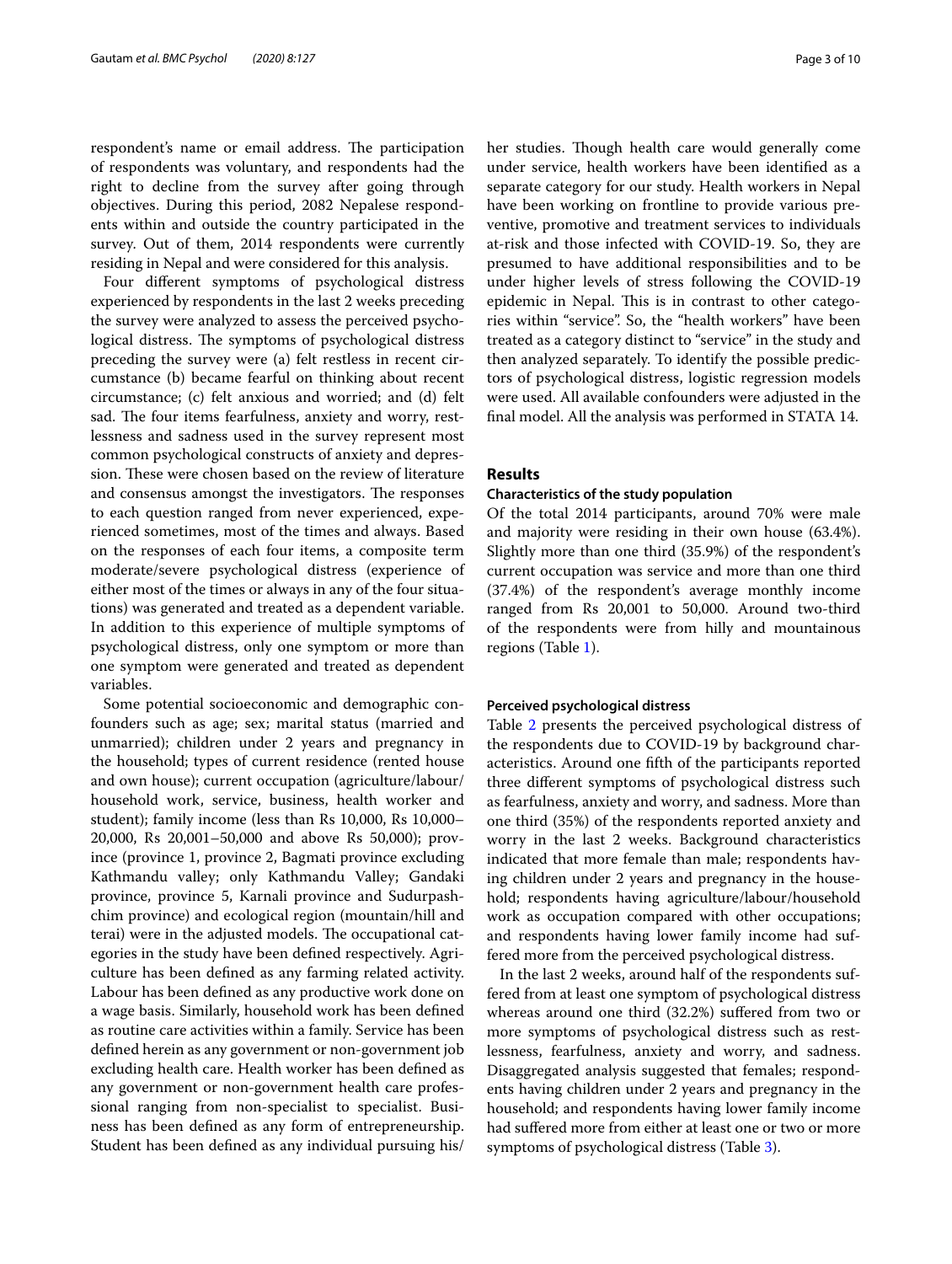respondent's name or email address. The participation of respondents was voluntary, and respondents had the right to decline from the survey after going through objectives. During this period, 2082 Nepalese respondents within and outside the country participated in the survey. Out of them, 2014 respondents were currently residing in Nepal and were considered for this analysis.

Four different symptoms of psychological distress experienced by respondents in the last 2 weeks preceding the survey were analyzed to assess the perceived psychological distress. The symptoms of psychological distress preceding the survey were (a) felt restless in recent circumstance (b) became fearful on thinking about recent circumstance; (c) felt anxious and worried; and (d) felt sad. The four items fearfulness, anxiety and worry, restlessness and sadness used in the survey represent most common psychological constructs of anxiety and depression. These were chosen based on the review of literature and consensus amongst the investigators. The responses to each question ranged from never experienced, experienced sometimes, most of the times and always. Based on the responses of each four items, a composite term moderate/severe psychological distress (experience of either most of the times or always in any of the four situations) was generated and treated as a dependent variable. In addition to this experience of multiple symptoms of psychological distress, only one symptom or more than one symptom were generated and treated as dependent variables.

Some potential socioeconomic and demographic confounders such as age; sex; marital status (married and unmarried); children under 2 years and pregnancy in the household; types of current residence (rented house and own house); current occupation (agriculture/labour/household work, service, business, health worker and student); family income (less than Rs 10,000, Rs 10,000–20,000, Rs 20,001–50,000 and above Rs 50,000); province (province 1, province 2, Bagmati province excluding Kathmandu valley; only Kathmandu Valley; Gandaki province, province 5, Karnali province and Sudurpashchim province) and ecological region (mountain/hill and terai) were in the adjusted models. The occupational categories in the study have been defined respectively. Agriculture has been defined as any farming related activity. Labour has been defined as any productive work done on a wage basis. Similarly, household work has been defined as routine care activities within a family. Service has been defined herein as any government or non-government job excluding health care. Health worker has been defined as any government or non-government health care professional ranging from non-specialist to specialist. Business has been defined as any form of entrepreneurship. Student has been defined as any individual pursuing his/her studies. Though health care would generally come under service, health workers have been identified as a separate category for our study. Health workers in Nepal have been working on frontline to provide various preventive, promotive and treatment services to individuals at-risk and those infected with COVID-19. So, they are presumed to have additional responsibilities and to be under higher levels of stress following the COVID-19 epidemic in Nepal. This is in contrast to other categories within "service". So, the "health workers" have been treated as a category distinct to "service" in the study and then analyzed separately. To identify the possible predictors of psychological distress, logistic regression models were used. All available confounders were adjusted in the final model. All the analysis was performed in STATA 14.

## Results

### Characteristics of the study population

Of the total 2014 participants, around 70% were male and majority were residing in their own house (63.4%). Slightly more than one third (35.9%) of the respondent's current occupation was service and more than one third (37.4%) of the respondent's average monthly income ranged from Rs 20,001 to 50,000. Around two-third of the respondents were from hilly and mountainous regions (Table 1).

### Perceived psychological distress

Table 2 presents the perceived psychological distress of the respondents due to COVID-19 by background characteristics. Around one fifth of the participants reported three different symptoms of psychological distress such as fearfulness, anxiety and worry, and sadness. More than one third (35%) of the respondents reported anxiety and worry in the last 2 weeks. Background characteristics indicated that more female than male; respondents having children under 2 years and pregnancy in the household; respondents having agriculture/labour/household work as occupation compared with other occupations; and respondents having lower family income had suffered more from the perceived psychological distress.

In the last 2 weeks, around half of the respondents suffered from at least one symptom of psychological distress whereas around one third (32.2%) suffered from two or more symptoms of psychological distress such as restlessness, fearfulness, anxiety and worry, and sadness. Disaggregated analysis suggested that females; respondents having children under 2 years and pregnancy in the household; and respondents having lower family income had suffered more from either at least one or two or more symptoms of psychological distress (Table 3).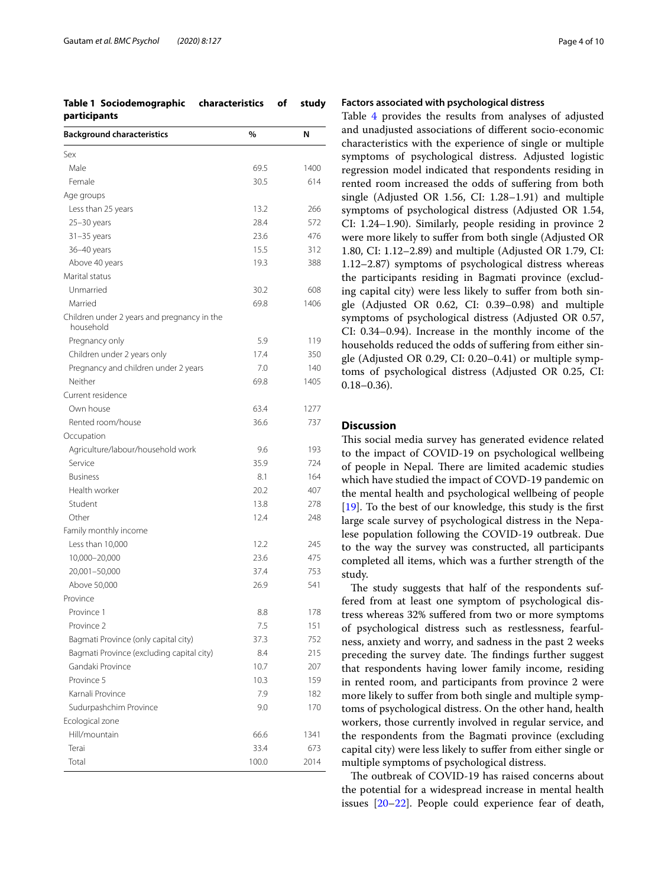**Table 1 Sociodemographic characteristics of study participants**

| Background characteristics | % | N |
|---|---|---|
| Sex | | |
| Male | 69.5 | 1400 |
| Female | 30.5 | 614 |
| Age groups | | |
| Less than 25 years | 13.2 | 266 |
| 25–30 years | 28.4 | 572 |
| 31–35 years | 23.6 | 476 |
| 36–40 years | 15.5 | 312 |
| Above 40 years | 19.3 | 388 |
| Marital status | | |
| Unmarried | 30.2 | 608 |
| Married | 69.8 | 1406 |
| Children under 2 years and pregnancy in the household | | |
| Pregnancy only | 5.9 | 119 |
| Children under 2 years only | 17.4 | 350 |
| Pregnancy and children under 2 years | 7.0 | 140 |
| Neither | 69.8 | 1405 |
| Current residence | | |
| Own house | 63.4 | 1277 |
| Rented room/house | 36.6 | 737 |
| Occupation | | |
| Agriculture/labour/household work | 9.6 | 193 |
| Service | 35.9 | 724 |
| Business | 8.1 | 164 |
| Health worker | 20.2 | 407 |
| Student | 13.8 | 278 |
| Other | 12.4 | 248 |
| Family monthly income | | |
| Less than 10,000 | 12.2 | 245 |
| 10,000–20,000 | 23.6 | 475 |
| 20,001–50,000 | 37.4 | 753 |
| Above 50,000 | 26.9 | 541 |
| Province | | |
| Province 1 | 8.8 | 178 |
| Province 2 | 7.5 | 151 |
| Bagmati Province (only capital city) | 37.3 | 752 |
| Bagmati Province (excluding capital city) | 8.4 | 215 |
| Gandaki Province | 10.7 | 207 |
| Province 5 | 10.3 | 159 |
| Karnali Province | 7.9 | 182 |
| Sudurpashchim Province | 9.0 | 170 |
| Ecological zone | | |
| Hill/mountain | 66.6 | 1341 |
| Terai | 33.4 | 673 |
| Total | 100.0 | 2014 |

### Factors associated with psychological distress

Table 4 provides the results from analyses of adjusted and unadjusted associations of different socio-economic characteristics with the experience of single or multiple symptoms of psychological distress. Adjusted logistic regression model indicated that respondents residing in rented room increased the odds of suffering from both single (Adjusted OR 1.56, CI: 1.28–1.91) and multiple symptoms of psychological distress (Adjusted OR 1.54, CI: 1.24–1.90). Similarly, people residing in province 2 were more likely to suffer from both single (Adjusted OR 1.80, CI: 1.12–2.89) and multiple (Adjusted OR 1.79, CI: 1.12–2.87) symptoms of psychological distress whereas the participants residing in Bagmati province (excluding capital city) were less likely to suffer from both single (Adjusted OR 0.62, CI: 0.39–0.98) and multiple symptoms of psychological distress (Adjusted OR 0.57, CI: 0.34–0.94). Increase in the monthly income of the households reduced the odds of suffering from either single (Adjusted OR 0.29, CI: 0.20–0.41) or multiple symptoms of psychological distress (Adjusted OR 0.25, CI: 0.18–0.36).

## Discussion

This social media survey has generated evidence related to the impact of COVID-19 on psychological wellbeing of people in Nepal. There are limited academic studies which have studied the impact of COVD-19 pandemic on the mental health and psychological wellbeing of people [19]. To the best of our knowledge, this study is the first large scale survey of psychological distress in the Nepalese population following the COVID-19 outbreak. Due to the way the survey was constructed, all participants completed all items, which was a further strength of the study.

The study suggests that half of the respondents suffered from at least one symptom of psychological distress whereas 32% suffered from two or more symptoms of psychological distress such as restlessness, fearfulness, anxiety and worry, and sadness in the past 2 weeks preceding the survey date. The findings further suggest that respondents having lower family income, residing in rented room, and participants from province 2 were more likely to suffer from both single and multiple symptoms of psychological distress. On the other hand, health workers, those currently involved in regular service, and the respondents from the Bagmati province (excluding capital city) were less likely to suffer from either single or multiple symptoms of psychological distress.

The outbreak of COVID-19 has raised concerns about the potential for a widespread increase in mental health issues [20–22]. People could experience fear of death,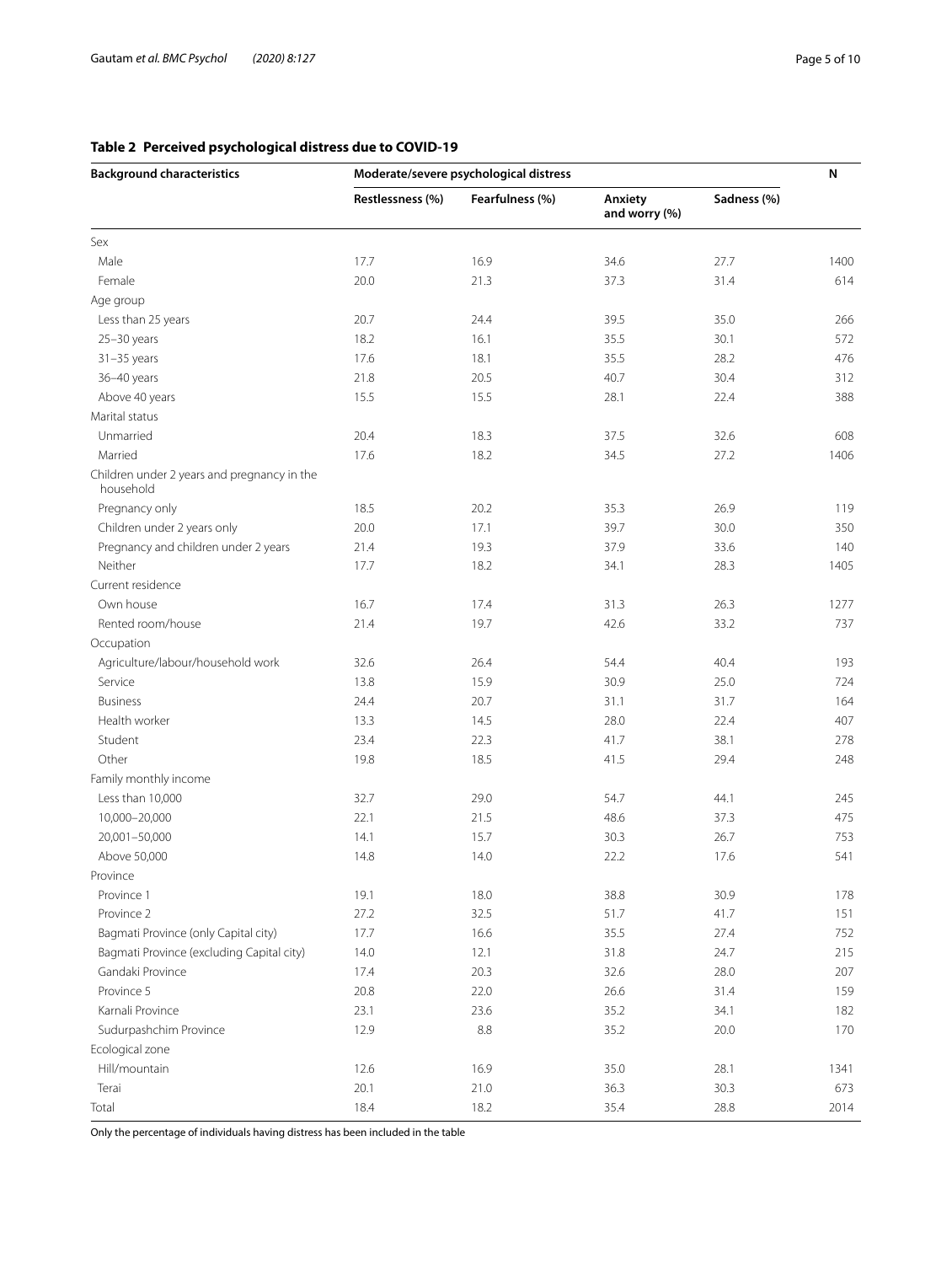**Table 2 Perceived psychological distress due to COVID-19**

| Background characteristics | Moderate/severe psychological distress | | | | N |
|---|---|---|---|---|---|
| | Restlessness (%) | Fearfulness (%) | Anxiety and worry (%) | Sadness (%) | |
| Sex | | | | | |
| Male | 17.7 | 16.9 | 34.6 | 27.7 | 1400 |
| Female | 20.0 | 21.3 | 37.3 | 31.4 | 614 |
| Age group | | | | | |
| Less than 25 years | 20.7 | 24.4 | 39.5 | 35.0 | 266 |
| 25–30 years | 18.2 | 16.1 | 35.5 | 30.1 | 572 |
| 31–35 years | 17.6 | 18.1 | 35.5 | 28.2 | 476 |
| 36–40 years | 21.8 | 20.5 | 40.7 | 30.4 | 312 |
| Above 40 years | 15.5 | 15.5 | 28.1 | 22.4 | 388 |
| Marital status | | | | | |
| Unmarried | 20.4 | 18.3 | 37.5 | 32.6 | 608 |
| Married | 17.6 | 18.2 | 34.5 | 27.2 | 1406 |
| Children under 2 years and pregnancy in the household | | | | | |
| Pregnancy only | 18.5 | 20.2 | 35.3 | 26.9 | 119 |
| Children under 2 years only | 20.0 | 17.1 | 39.7 | 30.0 | 350 |
| Pregnancy and children under 2 years | 21.4 | 19.3 | 37.9 | 33.6 | 140 |
| Neither | 17.7 | 18.2 | 34.1 | 28.3 | 1405 |
| Current residence | | | | | |
| Own house | 16.7 | 17.4 | 31.3 | 26.3 | 1277 |
| Rented room/house | 21.4 | 19.7 | 42.6 | 33.2 | 737 |
| Occupation | | | | | |
| Agriculture/labour/household work | 32.6 | 26.4 | 54.4 | 40.4 | 193 |
| Service | 13.8 | 15.9 | 30.9 | 25.0 | 724 |
| Business | 24.4 | 20.7 | 31.1 | 31.7 | 164 |
| Health worker | 13.3 | 14.5 | 28.0 | 22.4 | 407 |
| Student | 23.4 | 22.3 | 41.7 | 38.1 | 278 |
| Other | 19.8 | 18.5 | 41.5 | 29.4 | 248 |
| Family monthly income | | | | | |
| Less than 10,000 | 32.7 | 29.0 | 54.7 | 44.1 | 245 |
| 10,000–20,000 | 22.1 | 21.5 | 48.6 | 37.3 | 475 |
| 20,001–50,000 | 14.1 | 15.7 | 30.3 | 26.7 | 753 |
| Above 50,000 | 14.8 | 14.0 | 22.2 | 17.6 | 541 |
| Province | | | | | |
| Province 1 | 19.1 | 18.0 | 38.8 | 30.9 | 178 |
| Province 2 | 27.2 | 32.5 | 51.7 | 41.7 | 151 |
| Bagmati Province (only Capital city) | 17.7 | 16.6 | 35.5 | 27.4 | 752 |
| Bagmati Province (excluding Capital city) | 14.0 | 12.1 | 31.8 | 24.7 | 215 |
| Gandaki Province | 17.4 | 20.3 | 32.6 | 28.0 | 207 |
| Province 5 | 20.8 | 22.0 | 26.6 | 31.4 | 159 |
| Karnali Province | 23.1 | 23.6 | 35.2 | 34.1 | 182 |
| Sudurpashchim Province | 12.9 | 8.8 | 35.2 | 20.0 | 170 |
| Ecological zone | | | | | |
| Hill/mountain | 12.6 | 16.9 | 35.0 | 28.1 | 1341 |
| Terai | 20.1 | 21.0 | 36.3 | 30.3 | 673 |
| Total | 18.4 | 18.2 | 35.4 | 28.8 | 2014 |

Only the percentage of individuals having distress has been included in the table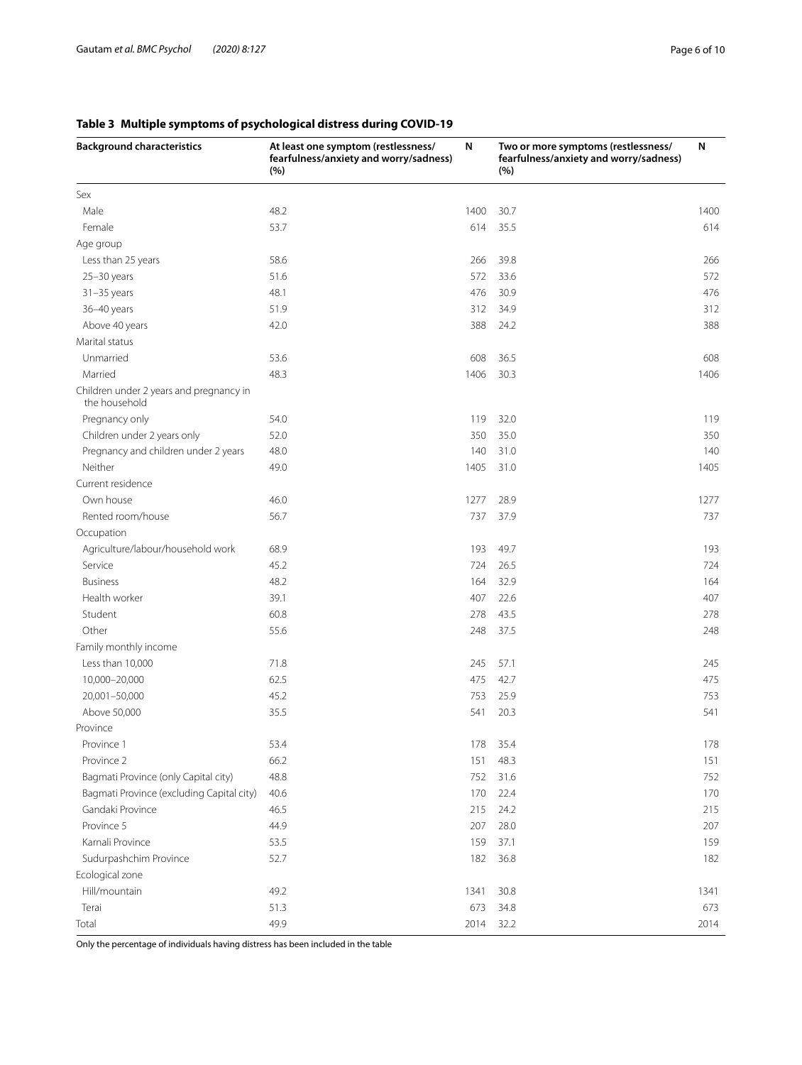**Table 3 Multiple symptoms of psychological distress during COVID-19**

| Background characteristics | At least one symptom (restlessness/ fearfulness/anxiety and worry/sadness) (%) | N | Two or more symptoms (restlessness/ fearfulness/anxiety and worry/sadness) (%) | N |
|---|---|---|---|---|
| Sex | | | | |
| Male | 48.2 | 1400 | 30.7 | 1400 |
| Female | 53.7 | 614 | 35.5 | 614 |
| Age group | | | | |
| Less than 25 years | 58.6 | 266 | 39.8 | 266 |
| 25–30 years | 51.6 | 572 | 33.6 | 572 |
| 31–35 years | 48.1 | 476 | 30.9 | 476 |
| 36–40 years | 51.9 | 312 | 34.9 | 312 |
| Above 40 years | 42.0 | 388 | 24.2 | 388 |
| Marital status | | | | |
| Unmarried | 53.6 | 608 | 36.5 | 608 |
| Married | 48.3 | 1406 | 30.3 | 1406 |
| Children under 2 years and pregnancy in the household | | | | |
| Pregnancy only | 54.0 | 119 | 32.0 | 119 |
| Children under 2 years only | 52.0 | 350 | 35.0 | 350 |
| Pregnancy and children under 2 years | 48.0 | 140 | 31.0 | 140 |
| Neither | 49.0 | 1405 | 31.0 | 1405 |
| Current residence | | | | |
| Own house | 46.0 | 1277 | 28.9 | 1277 |
| Rented room/house | 56.7 | 737 | 37.9 | 737 |
| Occupation | | | | |
| Agriculture/labour/household work | 68.9 | 193 | 49.7 | 193 |
| Service | 45.2 | 724 | 26.5 | 724 |
| Business | 48.2 | 164 | 32.9 | 164 |
| Health worker | 39.1 | 407 | 22.6 | 407 |
| Student | 60.8 | 278 | 43.5 | 278 |
| Other | 55.6 | 248 | 37.5 | 248 |
| Family monthly income | | | | |
| Less than 10,000 | 71.8 | 245 | 57.1 | 245 |
| 10,000–20,000 | 62.5 | 475 | 42.7 | 475 |
| 20,001–50,000 | 45.2 | 753 | 25.9 | 753 |
| Above 50,000 | 35.5 | 541 | 20.3 | 541 |
| Province | | | | |
| Province 1 | 53.4 | 178 | 35.4 | 178 |
| Province 2 | 66.2 | 151 | 48.3 | 151 |
| Bagmati Province (only Capital city) | 48.8 | 752 | 31.6 | 752 |
| Bagmati Province (excluding Capital city) | 40.6 | 170 | 22.4 | 170 |
| Gandaki Province | 46.5 | 215 | 24.2 | 215 |
| Province 5 | 44.9 | 207 | 28.0 | 207 |
| Karnali Province | 53.5 | 159 | 37.1 | 159 |
| Sudurpashchim Province | 52.7 | 182 | 36.8 | 182 |
| Ecological zone | | | | |
| Hill/mountain | 49.2 | 1341 | 30.8 | 1341 |
| Terai | 51.3 | 673 | 34.8 | 673 |
| Total | 49.9 | 2014 | 32.2 | 2014 |

Only the percentage of individuals having distress has been included in the table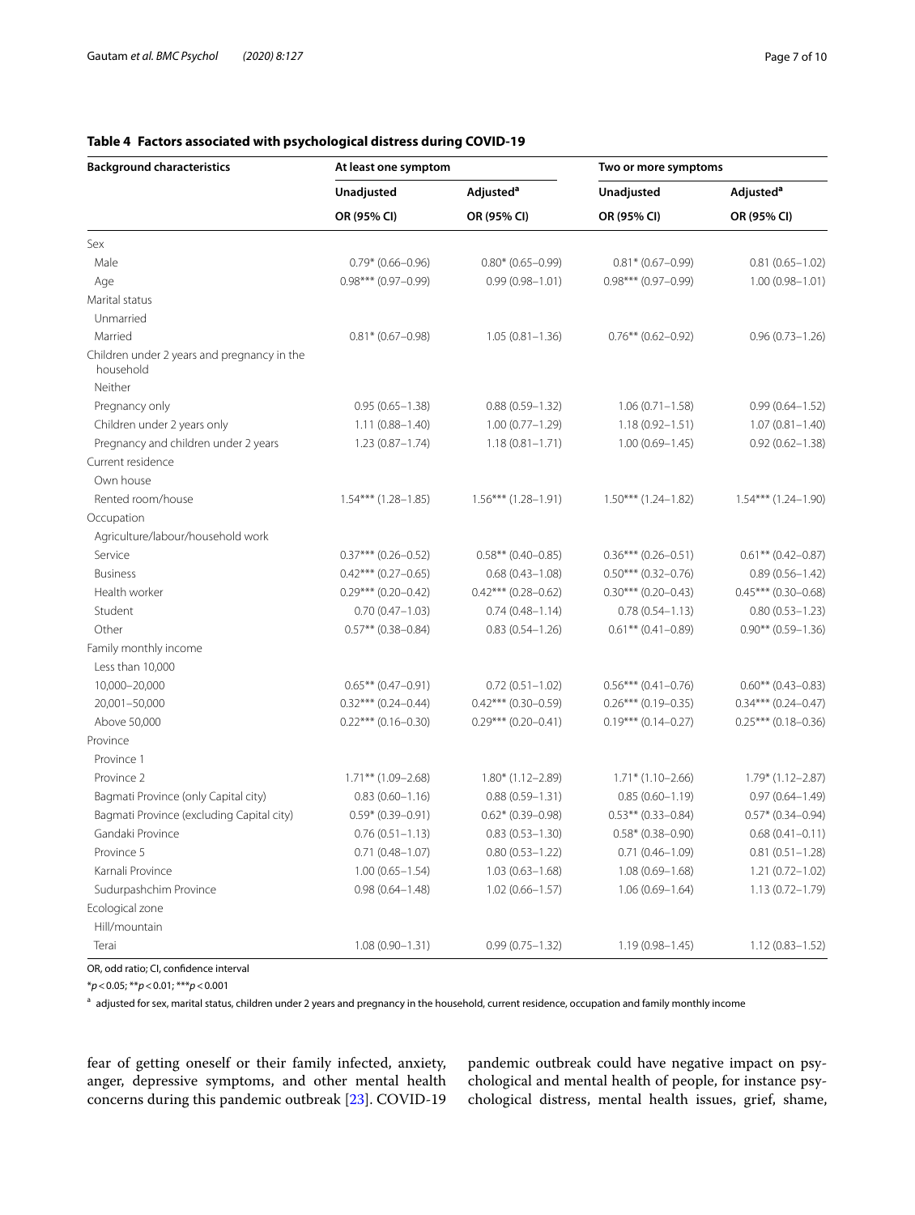**Table 4 Factors associated with psychological distress during COVID-19**

| Background characteristics | At least one symptom | | Two or more symptoms | |
|---|---|---|---|---|
| | Unadjusted | Adjusted[a] | Unadjusted | Adjusted[a] |
| | OR (95% CI) | OR (95% CI) | OR (95% CI) | OR (95% CI) |
| Sex | | | | |
| Male | 0.79* (0.66–0.96) | 0.80* (0.65–0.99) | 0.81* (0.67–0.99) | 0.81 (0.65–1.02) |
| Age | 0.98*** (0.97–0.99) | 0.99 (0.98–1.01) | 0.98*** (0.97–0.99) | 1.00 (0.98–1.01) |
| Marital status | | | | |
| Unmarried | | | | |
| Married | 0.81* (0.67–0.98) | 1.05 (0.81–1.36) | 0.76** (0.62–0.92) | 0.96 (0.73–1.26) |
| Children under 2 years and pregnancy in the household | | | | |
| Neither | | | | |
| Pregnancy only | 0.95 (0.65–1.38) | 0.88 (0.59–1.32) | 1.06 (0.71–1.58) | 0.99 (0.64–1.52) |
| Children under 2 years only | 1.11 (0.88–1.40) | 1.00 (0.77–1.29) | 1.18 (0.92–1.51) | 1.07 (0.81–1.40) |
| Pregnancy and children under 2 years | 1.23 (0.87–1.74) | 1.18 (0.81–1.71) | 1.00 (0.69–1.45) | 0.92 (0.62–1.38) |
| Current residence | | | | |
| Own house | | | | |
| Rented room/house | 1.54*** (1.28–1.85) | 1.56*** (1.28–1.91) | 1.50*** (1.24–1.82) | 1.54*** (1.24–1.90) |
| Occupation | | | | |
| Agriculture/labour/household work | | | | |
| Service | 0.37*** (0.26–0.52) | 0.58** (0.40–0.85) | 0.36*** (0.26–0.51) | 0.61** (0.42–0.87) |
| Business | 0.42*** (0.27–0.65) | 0.68 (0.43–1.08) | 0.50*** (0.32–0.76) | 0.89 (0.56–1.42) |
| Health worker | 0.29*** (0.20–0.42) | 0.42*** (0.28–0.62) | 0.30*** (0.20–0.43) | 0.45*** (0.30–0.68) |
| Student | 0.70 (0.47–1.03) | 0.74 (0.48–1.14) | 0.78 (0.54–1.13) | 0.80 (0.53–1.23) |
| Other | 0.57** (0.38–0.84) | 0.83 (0.54–1.26) | 0.61** (0.41–0.89) | 0.90** (0.59–1.36) |
| Family monthly income | | | | |
| Less than 10,000 | | | | |
| 10,000–20,000 | 0.65** (0.47–0.91) | 0.72 (0.51–1.02) | 0.56*** (0.41–0.76) | 0.60** (0.43–0.83) |
| 20,001–50,000 | 0.32*** (0.24–0.44) | 0.42*** (0.30–0.59) | 0.26*** (0.19–0.35) | 0.34*** (0.24–0.47) |
| Above 50,000 | 0.22*** (0.16–0.30) | 0.29*** (0.20–0.41) | 0.19*** (0.14–0.27) | 0.25*** (0.18–0.36) |
| Province | | | | |
| Province 1 | | | | |
| Province 2 | 1.71** (1.09–2.68) | 1.80* (1.12–2.89) | 1.71* (1.10–2.66) | 1.79* (1.12–2.87) |
| Bagmati Province (only Capital city) | 0.83 (0.60–1.16) | 0.88 (0.59–1.31) | 0.85 (0.60–1.19) | 0.97 (0.64–1.49) |
| Bagmati Province (excluding Capital city) | 0.59* (0.39–0.91) | 0.62* (0.39–0.98) | 0.53** (0.33–0.84) | 0.57* (0.34–0.94) |
| Gandaki Province | 0.76 (0.51–1.13) | 0.83 (0.53–1.30) | 0.58* (0.38–0.90) | 0.68 (0.41–0.11) |
| Province 5 | 0.71 (0.48–1.07) | 0.80 (0.53–1.22) | 0.71 (0.46–1.09) | 0.81 (0.51–1.28) |
| Karnali Province | 1.00 (0.65–1.54) | 1.03 (0.63–1.68) | 1.08 (0.69–1.68) | 1.21 (0.72–1.02) |
| Sudurpashchim Province | 0.98 (0.64–1.48) | 1.02 (0.66–1.57) | 1.06 (0.69–1.64) | 1.13 (0.72–1.79) |
| Ecological zone | | | | |
| Hill/mountain | | | | |
| Terai | 1.08 (0.90–1.31) | 0.99 (0.75–1.32) | 1.19 (0.98–1.45) | 1.12 (0.83–1.52) |

OR, odd ratio; CI, confidence interval

*$p < 0.05$; **$p < 0.01$; ***$p < 0.001$

[a] adjusted for sex, marital status, children under 2 years and pregnancy in the household, current residence, occupation and family monthly income

fear of getting oneself or their family infected, anxiety, anger, depressive symptoms, and other mental health concerns during this pandemic outbreak [23]. COVID-19 pandemic outbreak could have negative impact on psychological and mental health of people, for instance psychological distress, mental health issues, grief, shame,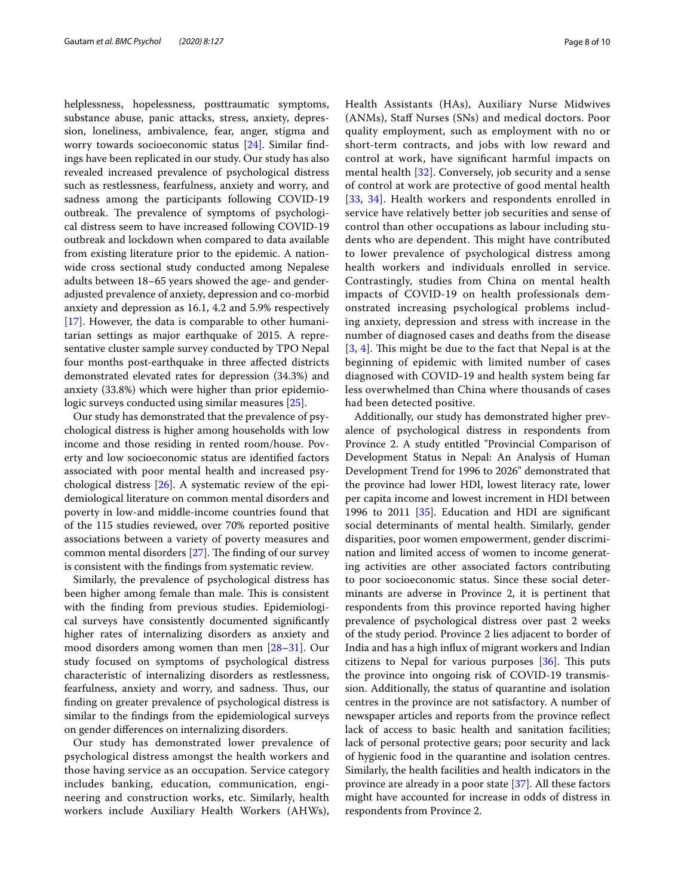helplessness, hopelessness, posttraumatic symptoms, substance abuse, panic attacks, stress, anxiety, depression, loneliness, ambivalence, fear, anger, stigma and worry towards socioeconomic status [24]. Similar findings have been replicated in our study. Our study has also revealed increased prevalence of psychological distress such as restlessness, fearfulness, anxiety and worry, and sadness among the participants following COVID-19 outbreak. The prevalence of symptoms of psychological distress seem to have increased following COVID-19 outbreak and lockdown when compared to data available from existing literature prior to the epidemic. A nationwide cross sectional study conducted among Nepalese adults between 18–65 years showed the age- and gender-adjusted prevalence of anxiety, depression and co-morbid anxiety and depression as 16.1, 4.2 and 5.9% respectively [17]. However, the data is comparable to other humanitarian settings as major earthquake of 2015. A representative cluster sample survey conducted by TPO Nepal four months post-earthquake in three affected districts demonstrated elevated rates for depression (34.3%) and anxiety (33.8%) which were higher than prior epidemiologic surveys conducted using similar measures [25].

Our study has demonstrated that the prevalence of psychological distress is higher among households with low income and those residing in rented room/house. Poverty and low socioeconomic status are identified factors associated with poor mental health and increased psychological distress [26]. A systematic review of the epidemiological literature on common mental disorders and poverty in low-and middle-income countries found that of the 115 studies reviewed, over 70% reported positive associations between a variety of poverty measures and common mental disorders [27]. The finding of our survey is consistent with the findings from systematic review.

Similarly, the prevalence of psychological distress has been higher among female than male. This is consistent with the finding from previous studies. Epidemiological surveys have consistently documented significantly higher rates of internalizing disorders as anxiety and mood disorders among women than men [28–31]. Our study focused on symptoms of psychological distress characteristic of internalizing disorders as restlessness, fearfulness, anxiety and worry, and sadness. Thus, our finding on greater prevalence of psychological distress is similar to the findings from the epidemiological surveys on gender differences on internalizing disorders.

Our study has demonstrated lower prevalence of psychological distress amongst the health workers and those having service as an occupation. Service category includes banking, education, communication, engineering and construction works, etc. Similarly, health workers include Auxiliary Health Workers (AHWs), Health Assistants (HAs), Auxiliary Nurse Midwives (ANMs), Staff Nurses (SNs) and medical doctors. Poor quality employment, such as employment with no or short-term contracts, and jobs with low reward and control at work, have significant harmful impacts on mental health [32]. Conversely, job security and a sense of control at work are protective of good mental health [33, 34]. Health workers and respondents enrolled in service have relatively better job securities and sense of control than other occupations as labour including students who are dependent. This might have contributed to lower prevalence of psychological distress among health workers and individuals enrolled in service. Contrastingly, studies from China on mental health impacts of COVID-19 on health professionals demonstrated increasing psychological problems including anxiety, depression and stress with increase in the number of diagnosed cases and deaths from the disease [3, 4]. This might be due to the fact that Nepal is at the beginning of epidemic with limited number of cases diagnosed with COVID-19 and health system being far less overwhelmed than China where thousands of cases had been detected positive.

Additionally, our study has demonstrated higher prevalence of psychological distress in respondents from Province 2. A study entitled "Provincial Comparison of Development Status in Nepal: An Analysis of Human Development Trend for 1996 to 2026" demonstrated that the province had lower HDI, lowest literacy rate, lower per capita income and lowest increment in HDI between 1996 to 2011 [35]. Education and HDI are significant social determinants of mental health. Similarly, gender disparities, poor women empowerment, gender discrimination and limited access of women to income generating activities are other associated factors contributing to poor socioeconomic status. Since these social determinants are adverse in Province 2, it is pertinent that respondents from this province reported having higher prevalence of psychological distress over past 2 weeks of the study period. Province 2 lies adjacent to border of India and has a high influx of migrant workers and Indian citizens to Nepal for various purposes [36]. This puts the province into ongoing risk of COVID-19 transmission. Additionally, the status of quarantine and isolation centres in the province are not satisfactory. A number of newspaper articles and reports from the province reflect lack of access to basic health and sanitation facilities; lack of personal protective gears; poor security and lack of hygienic food in the quarantine and isolation centres. Similarly, the health facilities and health indicators in the province are already in a poor state [37]. All these factors might have accounted for increase in odds of distress in respondents from Province 2.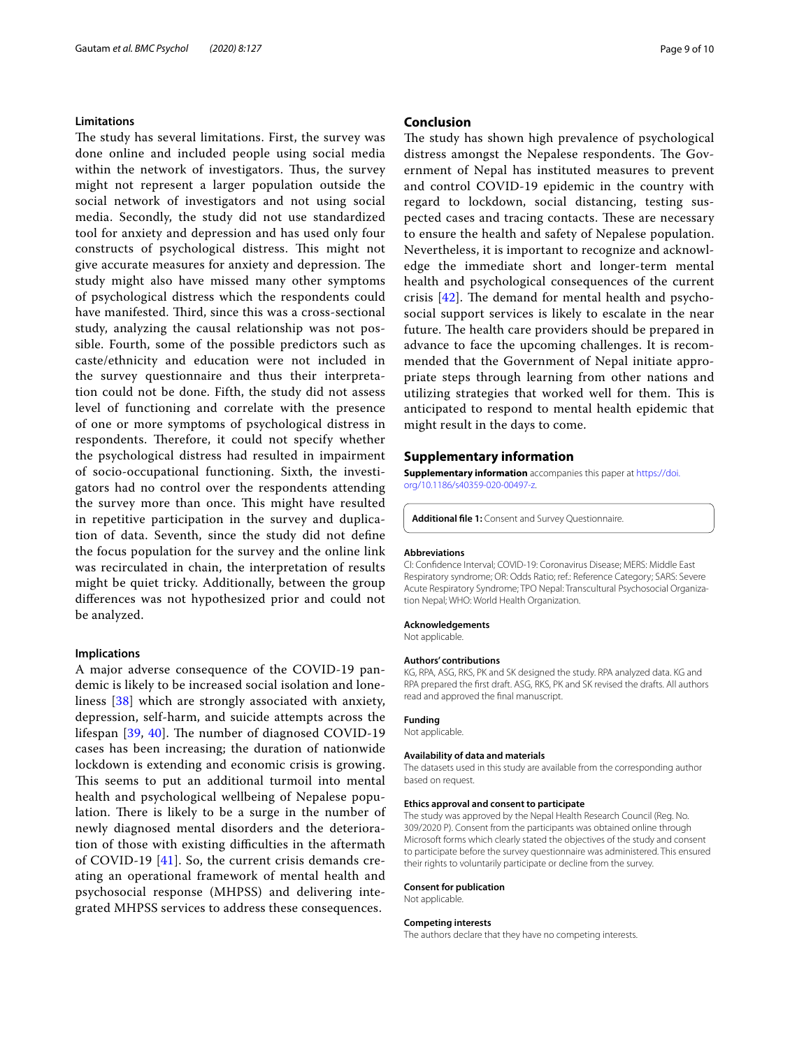### Limitations

The study has several limitations. First, the survey was done online and included people using social media within the network of investigators. Thus, the survey might not represent a larger population outside the social network of investigators and not using social media. Secondly, the study did not use standardized tool for anxiety and depression and has used only four constructs of psychological distress. This might not give accurate measures for anxiety and depression. The study might also have missed many other symptoms of psychological distress which the respondents could have manifested. Third, since this was a cross-sectional study, analyzing the causal relationship was not possible. Fourth, some of the possible predictors such as caste/ethnicity and education were not included in the survey questionnaire and thus their interpretation could not be done. Fifth, the study did not assess level of functioning and correlate with the presence of one or more symptoms of psychological distress in respondents. Therefore, it could not specify whether the psychological distress had resulted in impairment of socio-occupational functioning. Sixth, the investigators had no control over the respondents attending the survey more than once. This might have resulted in repetitive participation in the survey and duplication of data. Seventh, since the study did not define the focus population for the survey and the online link was recirculated in chain, the interpretation of results might be quiet tricky. Additionally, between the group differences was not hypothesized prior and could not be analyzed.

### Implications

A major adverse consequence of the COVID-19 pandemic is likely to be increased social isolation and loneliness [38] which are strongly associated with anxiety, depression, self-harm, and suicide attempts across the lifespan [39, 40]. The number of diagnosed COVID-19 cases has been increasing; the duration of nationwide lockdown is extending and economic crisis is growing. This seems to put an additional turmoil into mental health and psychological wellbeing of Nepalese population. There is likely to be a surge in the number of newly diagnosed mental disorders and the deterioration of those with existing difficulties in the aftermath of COVID-19 [41]. So, the current crisis demands creating an operational framework of mental health and psychosocial response (MHPSS) and delivering integrated MHPSS services to address these consequences.

## Conclusion

The study has shown high prevalence of psychological distress amongst the Nepalese respondents. The Government of Nepal has instituted measures to prevent and control COVID-19 epidemic in the country with regard to lockdown, social distancing, testing suspected cases and tracing contacts. These are necessary to ensure the health and safety of Nepalese population. Nevertheless, it is important to recognize and acknowledge the immediate short and longer-term mental health and psychological consequences of the current crisis [42]. The demand for mental health and psychosocial support services is likely to escalate in the near future. The health care providers should be prepared in advance to face the upcoming challenges. It is recommended that the Government of Nepal initiate appropriate steps through learning from other nations and utilizing strategies that worked well for them. This is anticipated to respond to mental health epidemic that might result in the days to come.

## Supplementary information

**Supplementary information** accompanies this paper at https://doi.org/10.1186/s40359-020-00497-z.

**Additional file 1:** Consent and Survey Questionnaire.

#### Abbreviations

CI: Confidence Interval; COVID-19: Coronavirus Disease; MERS: Middle East Respiratory syndrome; OR: Odds Ratio; ref.: Reference Category; SARS: Severe Acute Respiratory Syndrome; TPO Nepal: Transcultural Psychosocial Organization Nepal; WHO: World Health Organization.

#### Acknowledgements

Not applicable.

#### Authors' contributions

KG, RPA, ASG, RKS, PK and SK designed the study. RPA analyzed data. KG and RPA prepared the first draft. ASG, RKS, PK and SK revised the drafts. All authors read and approved the final manuscript.

#### Funding

Not applicable.

#### Availability of data and materials

The datasets used in this study are available from the corresponding author based on request.

#### Ethics approval and consent to participate

The study was approved by the Nepal Health Research Council (Reg. No. 309/2020 P). Consent from the participants was obtained online through Microsoft forms which clearly stated the objectives of the study and consent to participate before the survey questionnaire was administered. This ensured their rights to voluntarily participate or decline from the survey.

#### Consent for publication

Not applicable.

#### Competing interests

The authors declare that they have no competing interests.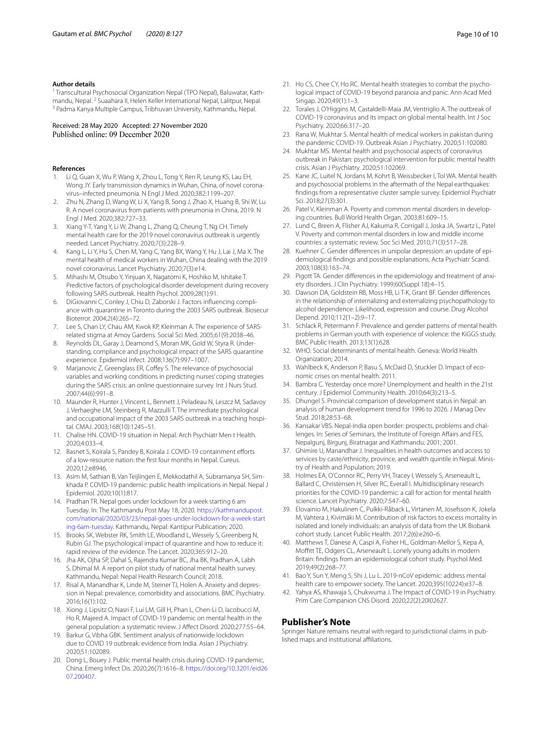#### Author details

[1] Transcultural Psychosocial Organization Nepal (TPO Nepal), Baluwatar, Kathmandu, Nepal. [2] Suaahara II, Helen Keller International Nepal, Lalitpur, Nepal. [3] Padma Kanya Multiple Campus, Tribhuvan University, Kathmandu, Nepal.

Received: 28 May 2020 Accepted: 27 November 2020
Published online: 09 December 2020

#### References

1. Li Q, Guan X, Wu P, Wang X, Zhou L, Tong Y, Ren R, Leung KS, Lau EH, Wong JY. Early transmission dynamics in Wuhan, China, of novel coronavirus–infected pneumonia. N Engl J Med. 2020;382:1199–207.
2. Zhu N, Zhang D, Wang W, Li X, Yang B, Song J, Zhao X, Huang B, Shi W, Lu R. A novel coronavirus from patients with pneumonia in China, 2019. N Engl J Med. 2020;382:727–33.
3. Xiang Y-T, Yang Y, Li W, Zhang L, Zhang Q, Cheung T, Ng CH. Timely mental health care for the 2019 novel coronavirus outbreak is urgently needed. Lancet Psychiatry. 2020;7(3):228–9.
4. Kang L, Li Y, Hu S, Chen M, Yang C, Yang BX, Wang Y, Hu J, Lai J, Ma X. The mental health of medical workers in Wuhan, China dealing with the 2019 novel coronavirus. Lancet Psychiatry. 2020;7(3):e14.
5. Mihashi M, Otsubo Y, Yinjuan X, Nagatomi K, Hoshiko M, Ishitake T. Predictive factors of psychological disorder development during recovery following SARS outbreak. Health Psychol. 2009;28(1):91.
6. DiGiovanni C, Conley J, Chiu D, Zaborski J. Factors influencing compliance with quarantine in Toronto during the 2003 SARS outbreak. Biosecur Bioterror. 2004;2(4):265–72.
7. Lee S, Chan LY, Chau AM, Kwok KP, Kleinman A. The experience of SARS-related stigma at Amoy Gardens. Social Sci Med. 2005;61(9):2038–46.
8. Reynolds DL, Garay J, Deamond S, Moran MK, Gold W, Styra R. Understanding, compliance and psychological impact of the SARS quarantine experience. Epidemiol Infect. 2008;136(7):997–1007.
9. Marjanovic Z, Greenglass ER, Coffey S. The relevance of psychosocial variables and working conditions in predicting nurses' coping strategies during the SARS crisis: an online questionnaire survey. Int J Nurs Stud. 2007;44(6):991–8.
10. Maunder R, Hunter J, Vincent L, Bennett J, Peladeau N, Leszcz M, Sadavoy J, Verhaeghe LM, Steinberg R, Mazzulli T. The immediate psychological and occupational impact of the 2003 SARS outbreak in a teaching hospital. CMAJ. 2003;168(10):1245–51.
11. Chalise HN. COVID-19 situation in Nepal. Arch Psychiatr Men t Health. 2020;4:033–4.
12. Basnet S, Koirala S, Pandey B, Koirala J. COVID-19 containment efforts of a low-resource nation: the first four months in Nepal. Cureus. 2020;12:e8946.
13. Asim M, Sathian B, Van Teijlingen E, Mekkodathil A, Subramanya SH, Simkhada P. COVID-19 pandemic: public health implications in Nepal. Nepal J Epidemiol. 2020;10(1):817.
14. Pradhan TR. Nepal goes under lockdown for a week starting 6 am Tuesday. In: The Kathmandu Post May 18, 2020. https://kathmandupost.com/national/2020/03/23/nepal-goes-under-lockdown-for-a-week-starting-6am-tuesday. Kathmandu, Nepal: Kantipur Publication; 2020.
15. Brooks SK, Webster RK, Smith LE, Woodland L, Wessely S, Greenberg N, Rubin GJ. The psychological impact of quarantine and how to reduce it: rapid review of the evidence. The Lancet. 2020;365:912–20.
16. Jha AK, Ojha SP, Dahal S, Rajendra Kumar BC, Jha BK, Pradhan A, Labh S, Dhimal M. A report on pilot study of national mental health survey. Kathmandu, Nepal: Nepal Health Research Council; 2018.
17. Risal A, Manandhar K, Linde M, Steiner TJ, Holen A. Anxiety and depression in Nepal: prevalence, comorbidity and associations. BMC Psychiatry. 2016;16(1):102.
18. Xiong J, Lipsitz O, Nasri F, Lui LM, Gill H, Phan L, Chen-Li D, Iacobucci M, Ho R, Majeed A. Impact of COVID-19 pandemic on mental health in the general population: a systematic review. J Affect Disord. 2020;277:55–64.
19. Barkur G, Vibha GBK. Sentiment analysis of nationwide lockdown due to COVID 19 outbreak: evidence from India. Asian J Psychiatry. 2020;51:102089.
20. Dong L, Bouey J. Public mental health crisis during COVID-19 pandemic, China. Emerg Infect Dis. 2020;26(7):1616–8. https://doi.org/10.3201/eid2607.200407.
21. Ho CS, Chee CY, Ho RC. Mental health strategies to combat the psychological impact of COVID-19 beyond paranoia and panic. Ann Acad Med Singap. 2020;49(1):1–3.
22. Torales J, O'Higgins M, Castaldelli-Maia JM, Ventriglio A. The outbreak of COVID-19 coronavirus and its impact on global mental health. Int J Soc Psychiatry. 2020;66:317–20.
23. Rana W, Mukhtar S. Mental health of medical workers in pakistan during the pandemic COVID-19. Outbreak Asian J Psychiatry. 2020;51:102080.
24. Mukhtar MS. Mental health and psychosocial aspects of coronavirus outbreak in Pakistan: psychological intervention for public mental health crisis. Asian J Psychiatry. 2020;51:102069.
25. Kane JC, Luitel N, Jordans M, Kohrt B, Weissbecker I, Tol WA. Mental health and psychosocial problems in the aftermath of the Nepal earthquakes: findings from a representative cluster sample survey. Epidemiol Psychiatr Sci. 2018;27(3):301.
26. Patel V, Kleinman A. Poverty and common mental disorders in developing countries. Bull World Health Organ. 2003;81:609–15.
27. Lund C, Breen A, Flisher AJ, Kakuma R, Corrigall J, Joska JA, Swartz L, Patel V. Poverty and common mental disorders in low and middle income countries: a systematic review. Soc Sci Med. 2010;71(3):517–28.
28. Kuehner C. Gender differences in unipolar depression: an update of epidemiological findings and possible explanations. Acta Psychiatr Scand. 2003;108(3):163–74.
29. Pigott TA. Gender differences in the epidemiology and treatment of anxiety disorders. J Clin Psychiatry. 1999;60(Suppl 18):4–15.
30. Dawson DA, Goldstein RB, Moss HB, Li T-K, Grant BF. Gender differences in the relationship of internalizing and externalizing psychopathology to alcohol dependence: Likelihood, expression and course. Drug Alcohol Depend. 2010;112(1–2):9–17.
31. Schlack R, Petermann F. Prevalence and gender patterns of mental health problems in German youth with experience of violence: the KiGGS study. BMC Public Health. 2013;13(1):628.
32. WHO. Social determinants of mental health. Geneva: World Health Organization; 2014.
33. Wahlbeck K, Anderson P, Basu S, McDaid D, Stuckler D. Impact of economic crises on mental health. 2011.
34. Bambra C. Yesterday once more? Unemployment and health in the 21st century. J Epidemiol Community Health. 2010;64(3):213–5.
35. Dhungel S. Provincial comparison of development status in Nepal: an analysis of human development trend for 1996 to 2026. J Manag Dev Stud. 2018;28:53–68.
36. Kansakar VBS. Nepal-India open border: prospects, problems and challenges. In: Series of Seminars, the Institute of Foreign Affairs and FES, Nepalgunj, Birgunj, Biratnagar and Kathmandu: 2001; 2001.
37. Ghimire U, Manandhar J. Inequalities in health outcomes and access to services by caste/ethnicity, province, and wealth quintile in Nepal. Ministry of Health and Population; 2019.
38. Holmes EA, O'Connor RC, Perry VH, Tracey I, Wessely S, Arseneault L, Ballard C, Christensen H, Silver RC, Everall I. Multidisciplinary research priorities for the COVID-19 pandemic: a call for action for mental health science. Lancet Psychiatry. 2020;7:547–60.
39. Elovainio M, Hakulinen C, Pulkki-Råback L, Virtanen M, Josefsson K, Jokela M, Vahtera J, Kivimäki M. Contribution of risk factors to excess mortality in isolated and lonely individuals: an analysis of data from the UK Biobank cohort study. Lancet Public Health. 2017;2(6):e260–6.
40. Matthews T, Danese A, Caspi A, Fisher HL, Goldman-Mellor S, Kepa A, Moffitt TE, Odgers CL, Arseneault L. Lonely young adults in modern Britain: findings from an epidemiological cohort study. Psychol Med. 2019;49(2):268–77.
41. Bao Y, Sun Y, Meng S, Shi J, Lu L. 2019-nCoV epidemic: address mental health care to empower society. The Lancet. 2020;395(10224):e37–8.
42. Yahya AS, Khawaja S, Chukwuma J. The Impact of COVID-19 in Psychiatry. Prim Care Companion CNS Disord. 2020;22(2):20l02627.

## Publisher's Note

Springer Nature remains neutral with regard to jurisdictional claims in published maps and institutional affiliations.